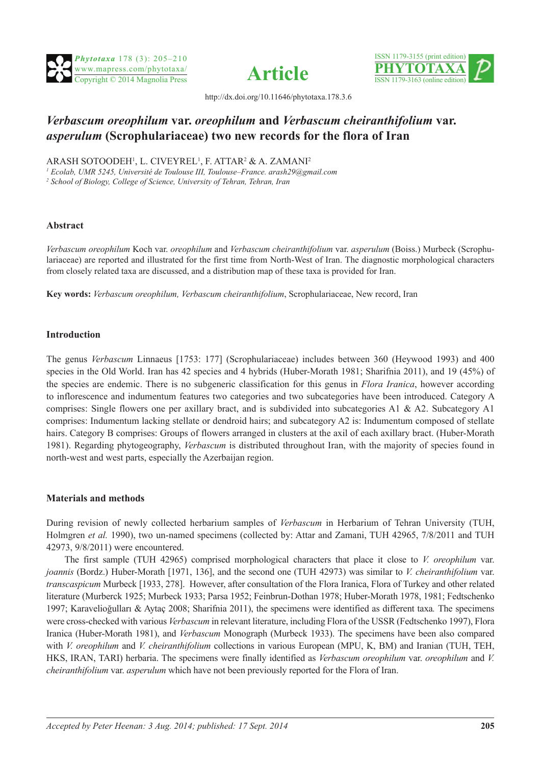# *Verbascum oreophilum* var. *oreophilum* and *Verbascum cheiranthifolium* var. *asperulum* (Scrophulariaceae) two new records for the flora of Iran

ARASH SOTOODEH[1], L. CIVEYREL[1], F. ATTAR[2] & A. ZAMANI[2]

[1] *Ecolab, UMR 5245, Université de Toulouse III, Toulouse–France. arash29@gmail.com*

[2] *School of Biology, College of Science, University of Tehran, Tehran, Iran*

## Abstract

*Verbascum oreophilum* Koch var. *oreophilum* and *Verbascum cheiranthifolium* var. *asperulum* (Boiss.) Murbeck (Scrophulariaceae) are reported and illustrated for the first time from North-West of Iran. The diagnostic morphological characters from closely related taxa are discussed, and a distribution map of these taxa is provided for Iran.

**Key words:** *Verbascum oreophilum, Verbascum cheiranthifolium*, Scrophulariaceae, New record, Iran

## Introduction

The genus *Verbascum* Linnaeus [1753: 177] (Scrophulariaceae) includes between 360 (Heywood 1993) and 400 species in the Old World. Iran has 42 species and 4 hybrids (Huber-Morath 1981; Sharifnia 2011), and 19 (45%) of the species are endemic. There is no subgeneric classification for this genus in *Flora Iranica*, however according to inflorescence and indumentum features two categories and two subcategories have been introduced. Category A comprises: Single flowers one per axillary bract, and is subdivided into subcategories A1 & A2. Subcategory A1 comprises: Indumentum lacking stellate or dendroid hairs; and subcategory A2 is: Indumentum composed of stellate hairs. Category B comprises: Groups of flowers arranged in clusters at the axil of each axillary bract. (Huber-Morath 1981). Regarding phytogeography, *Verbascum* is distributed throughout Iran, with the majority of species found in north-west and west parts, especially the Azerbaijan region.

## Materials and methods

During revision of newly collected herbarium samples of *Verbascum* in Herbarium of Tehran University (TUH, Holmgren *et al.* 1990), two un-named specimens (collected by: Attar and Zamani, TUH 42965, 7/8/2011 and TUH 42973, 9/8/2011) were encountered.

The first sample (TUH 42965) comprised morphological characters that place it close to *V. oreophilum* var. *joannis* (Bordz.) Huber-Morath [1971, 136], and the second one (TUH 42973) was similar to *V. cheiranthifolium* var. *transcaspicum* Murbeck [1933, 278]. However, after consultation of the Flora Iranica, Flora of Turkey and other related literature (Murberck 1925; Murbeck 1933; Parsa 1952; Feinbrun-Dothan 1978; Huber-Morath 1978, 1981; Fedtschenko 1997; Karavelioğulları & Aytaç 2008; Sharifnia 2011), the specimens were identified as different taxa*.* The specimens were cross-checked with various *Verbascum* in relevant literature, including Flora of the USSR (Fedtschenko 1997), Flora Iranica (Huber-Morath 1981), and *Verbascum* Monograph (Murbeck 1933). The specimens have been also compared with *V. oreophilum* and *V. cheiranthifolium* collections in various European (MPU, K, BM) and Iranian (TUH, TEH, HKS, IRAN, TARI) herbaria. The specimens were finally identified as *Verbascum oreophilum* var. *oreophilum* and *V. cheiranthifolium* var. *asperulum* which have not been previously reported for the Flora of Iran.

*Accepted by Peter Heenan: 3 Aug. 2014; published: 17 Sept. 2014*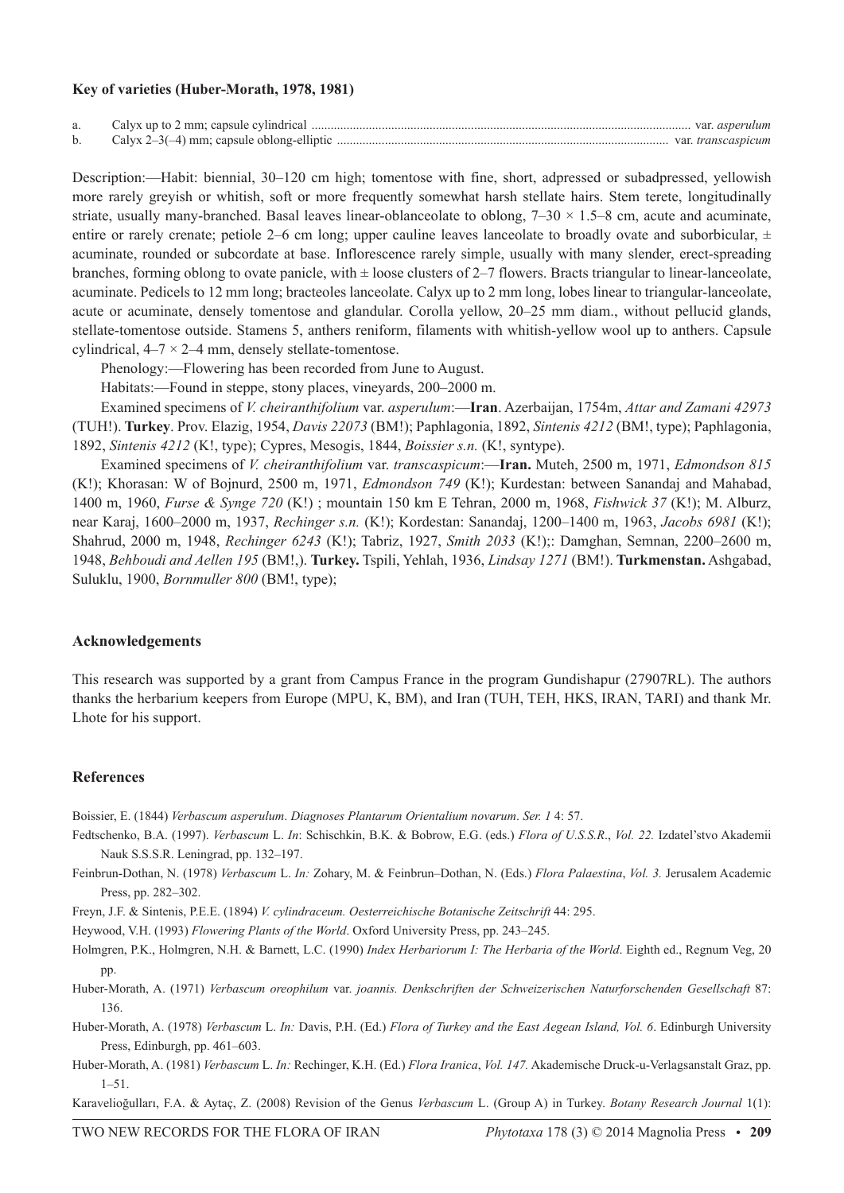**Key of varieties (Huber-Morath, 1978, 1981)**

a. Calyx up to 2 mm; capsule cylindrical ........................................................................................................ var. *asperulum*
b. Calyx 2–3(–4) mm; capsule oblong-elliptic ........................................................................................... var. *transcaspicum*

Description:—Habit: biennial, 30–120 cm high; tomentose with fine, short, adpressed or subadpressed, yellowish more rarely greyish or whitish, soft or more frequently somewhat harsh stellate hairs. Stem terete, longitudinally striate, usually many-branched. Basal leaves linear-oblanceolate to oblong, 7–30 × 1.5–8 cm, acute and acuminate, entire or rarely crenate; petiole 2–6 cm long; upper cauline leaves lanceolate to broadly ovate and suborbicular, ± acuminate, rounded or subcordate at base. Inflorescence rarely simple, usually with many slender, erect-spreading branches, forming oblong to ovate panicle, with ± loose clusters of 2–7 flowers. Bracts triangular to linear-lanceolate, acuminate. Pedicels to 12 mm long; bracteoles lanceolate. Calyx up to 2 mm long, lobes linear to triangular-lanceolate, acute or acuminate, densely tomentose and glandular. Corolla yellow, 20–25 mm diam., without pellucid glands, stellate-tomentose outside. Stamens 5, anthers reniform, filaments with whitish-yellow wool up to anthers. Capsule cylindrical, 4–7 × 2–4 mm, densely stellate-tomentose.

Phenology:—Flowering has been recorded from June to August.

Habitats:—Found in steppe, stony places, vineyards, 200–2000 m.

Examined specimens of *V. cheiranthifolium* var. *asperulum*:—**Iran**. Azerbaijan, 1754m, *Attar and Zamani 42973* (TUH!). **Turkey**. Prov. Elazig, 1954, *Davis 22073* (BM!); Paphlagonia, 1892, *Sintenis 4212* (BM!, type); Paphlagonia, 1892, *Sintenis 4212* (K!, type); Cypres, Mesogis, 1844, *Boissier s.n.* (K!, syntype).

Examined specimens of *V. cheiranthifolium* var. *transcaspicum*:—**Iran.** Muteh, 2500 m, 1971, *Edmondson 815* (K!); Khorasan: W of Bojnurd, 2500 m, 1971, *Edmondson 749* (K!); Kurdestan: between Sanandaj and Mahabad, 1400 m, 1960, *Furse & Synge 720* (K!) ; mountain 150 km E Tehran, 2000 m, 1968, *Fishwick 37* (K!); M. Alburz, near Karaj, 1600–2000 m, 1937, *Rechinger s.n.* (K!); Kordestan: Sanandaj, 1200–1400 m, 1963, *Jacobs 6981* (K!); Shahrud, 2000 m, 1948, *Rechinger 6243* (K!); Tabriz, 1927, *Smith 2033* (K!);: Damghan, Semnan, 2200–2600 m, 1948, *Behboudi and Aellen 195* (BM!,). **Turkey.** Tspili, Yehlah, 1936, *Lindsay 1271* (BM!). **Turkmenstan.** Ashgabad, Suluklu, 1900, *Bornmuller 800* (BM!, type);

## Acknowledgements

This research was supported by a grant from Campus France in the program Gundishapur (27907RL). The authors thanks the herbarium keepers from Europe (MPU, K, BM), and Iran (TUH, TEH, HKS, IRAN, TARI) and thank Mr. Lhote for his support.

## References

Boissier, E. (1844) *Verbascum asperulum*. *Diagnoses Plantarum Orientalium novarum*. *Ser. 1* 4: 57.

Fedtschenko, B.A. (1997). *Verbascum* L. *In*: Schischkin, B.K. & Bobrow, E.G. (eds.) *Flora of U.S.S.R*., *Vol. 22.* Izdatel'stvo Akademii Nauk S.S.S.R. Leningrad, pp. 132–197.

Feinbrun-Dothan, N. (1978) *Verbascum* L. *In:* Zohary, M. & Feinbrun–Dothan, N. (Eds.) *Flora Palaestina*, *Vol. 3.* Jerusalem Academic Press, pp. 282–302.

Freyn, J.F. & Sintenis, P.E.E. (1894) *V. cylindraceum. Oesterreichische Botanische Zeitschrift* 44: 295.

Heywood, V.H. (1993) *Flowering Plants of the World*. Oxford University Press, pp. 243–245.

Holmgren, P.K., Holmgren, N.H. & Barnett, L.C. (1990) *Index Herbariorum I: The Herbaria of the World*. Eighth ed., Regnum Veg, 20 pp.

Huber-Morath, A. (1971) *Verbascum oreophilum* var. *joannis. Denkschriften der Schweizerischen Naturforschenden Gesellschaft* 87: 136.

Huber-Morath, A. (1978) *Verbascum* L. *In:* Davis, P.H. (Ed.) *Flora of Turkey and the East Aegean Island, Vol. 6*. Edinburgh University Press, Edinburgh, pp. 461–603.

Huber-Morath, A. (1981) *Verbascum* L. *In:* Rechinger, K.H. (Ed.) *Flora Iranica*, *Vol. 147.* Akademische Druck-u-Verlagsanstalt Graz, pp. 1–51.

Karavelioğulları, F.A. & Aytaç, Z. (2008) Revision of the Genus *Verbascum* L. (Group A) in Turkey. *Botany Research Journal* 1(1):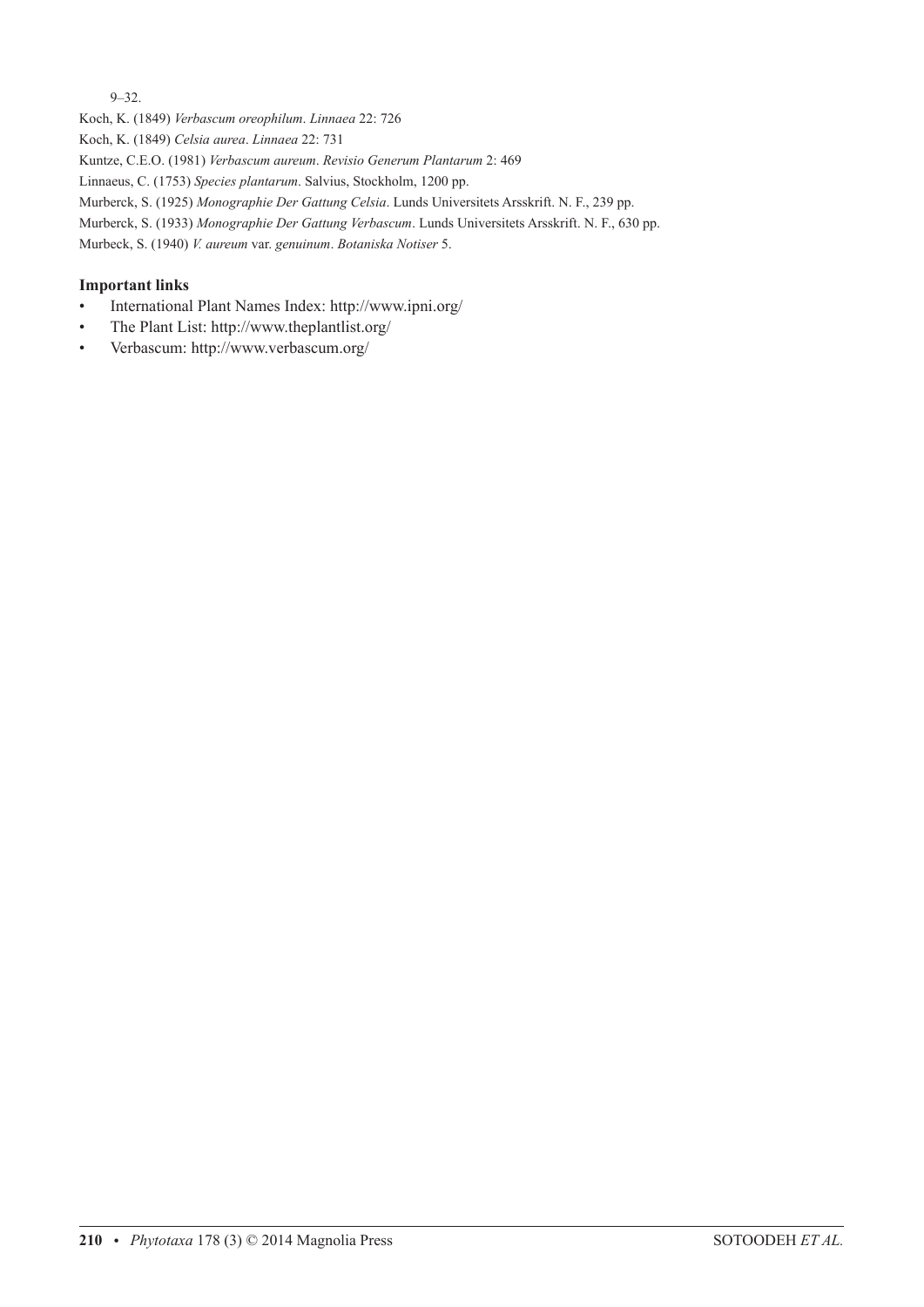9–32.

Koch, K. (1849) *Verbascum oreophilum*. *Linnaea* 22: 726

Koch, K. (1849) *Celsia aurea*. *Linnaea* 22: 731

Kuntze, C.E.O. (1981) *Verbascum aureum*. *Revisio Generum Plantarum* 2: 469

Linnaeus, C. (1753) *Species plantarum*. Salvius, Stockholm, 1200 pp.

Murberck, S. (1925) *Monographie Der Gattung Celsia*. Lunds Universitets Arsskrift. N. F., 239 pp.

Murberck, S. (1933) *Monographie Der Gattung Verbascum*. Lunds Universitets Arsskrift. N. F., 630 pp.

Murbeck, S. (1940) *V. aureum* var. *genuinum*. *Botaniska Notiser* 5.

**Important links**

- International Plant Names Index: http://www.ipni.org/
- The Plant List: http://www.theplantlist.org/
- Verbascum: http://www.verbascum.org/